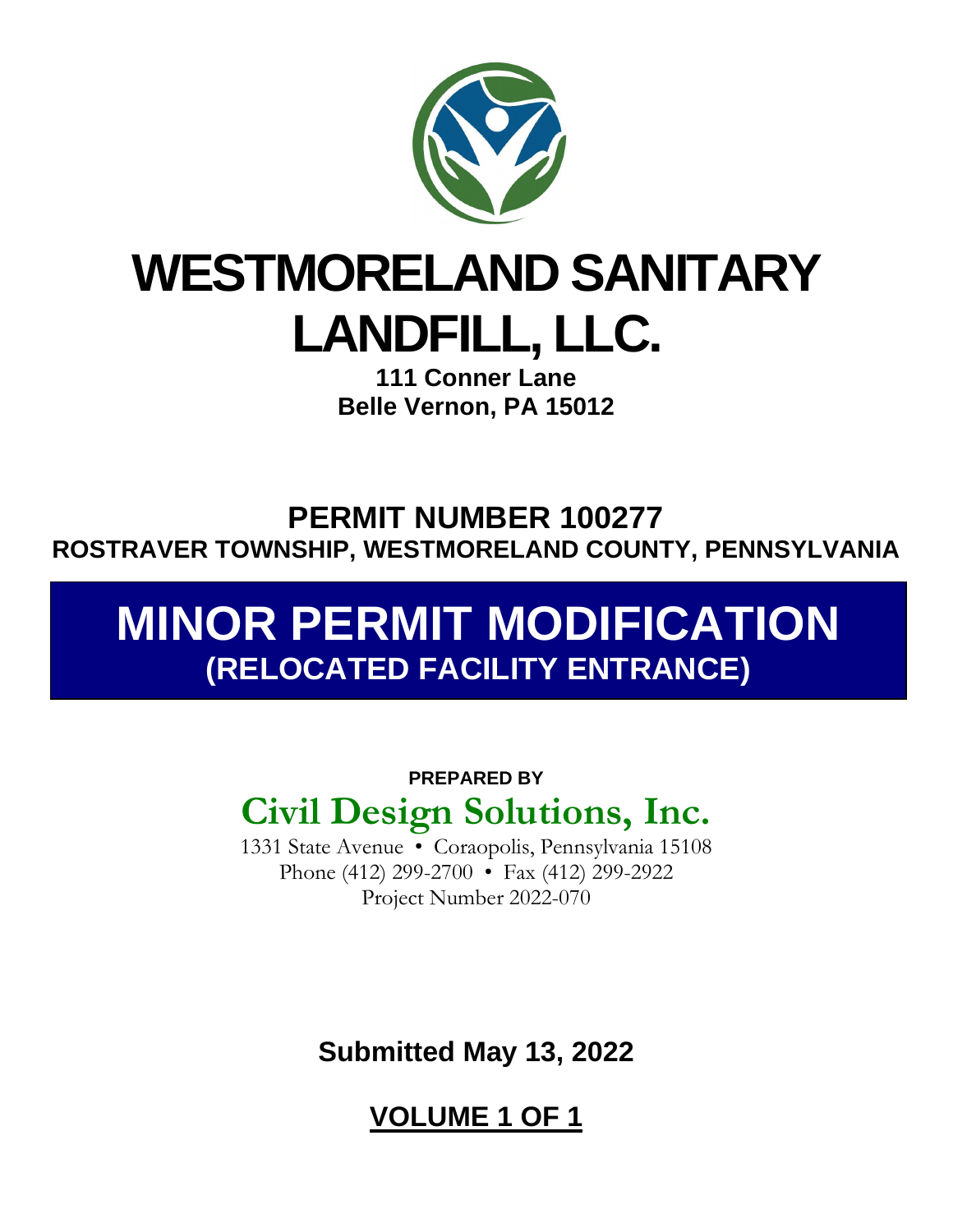# WESTMORELAND SANITARY LANDFILL, LLC.

**111 Conner Lane**
**Belle Vernon, PA 15012**

## PERMIT NUMBER 100277

**ROSTRAVER TOWNSHIP, WESTMORELAND COUNTY, PENNSYLVANIA**

# MINOR PERMIT MODIFICATION

## (RELOCATED FACILITY ENTRANCE)

**PREPARED BY**

## Civil Design Solutions, Inc.

1331 State Avenue • Coraopolis, Pennsylvania 15108
Phone (412) 299-2700 • Fax (412) 299-2922
Project Number 2022-070

**Submitted May 13, 2022**

**VOLUME 1 OF 1**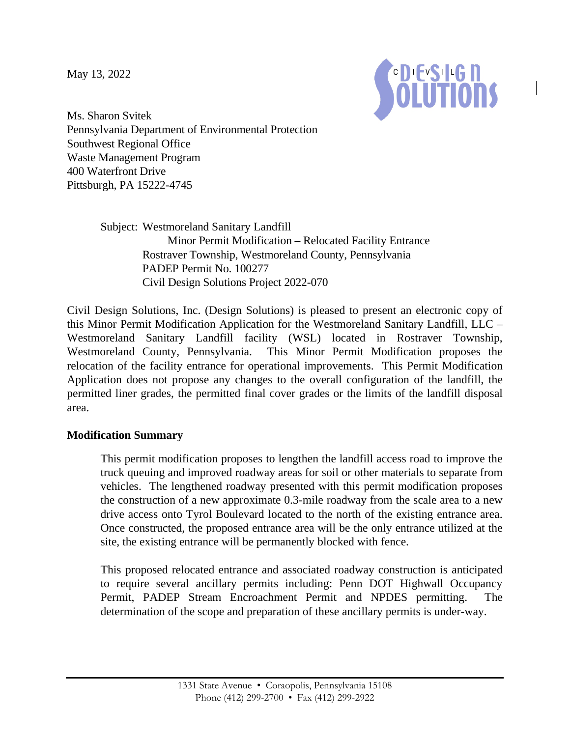May 13, 2022

Ms. Sharon Svitek
Pennsylvania Department of Environmental Protection
Southwest Regional Office
Waste Management Program
400 Waterfront Drive
Pittsburgh, PA 15222-4745

Subject: Westmoreland Sanitary Landfill
Minor Permit Modification – Relocated Facility Entrance
Rostraver Township, Westmoreland County, Pennsylvania
PADEP Permit No. 100277
Civil Design Solutions Project 2022-070

Civil Design Solutions, Inc. (Design Solutions) is pleased to present an electronic copy of this Minor Permit Modification Application for the Westmoreland Sanitary Landfill, LLC – Westmoreland Sanitary Landfill facility (WSL) located in Rostraver Township, Westmoreland County, Pennsylvania. This Minor Permit Modification proposes the relocation of the facility entrance for operational improvements. This Permit Modification Application does not propose any changes to the overall configuration of the landfill, the permitted liner grades, the permitted final cover grades or the limits of the landfill disposal area.

**Modification Summary**

This permit modification proposes to lengthen the landfill access road to improve the truck queuing and improved roadway areas for soil or other materials to separate from vehicles. The lengthened roadway presented with this permit modification proposes the construction of a new approximate 0.3-mile roadway from the scale area to a new drive access onto Tyrol Boulevard located to the north of the existing entrance area. Once constructed, the proposed entrance area will be the only entrance utilized at the site, the existing entrance will be permanently blocked with fence.

This proposed relocated entrance and associated roadway construction is anticipated to require several ancillary permits including: Penn DOT Highwall Occupancy Permit, PADEP Stream Encroachment Permit and NPDES permitting. The determination of the scope and preparation of these ancillary permits is under-way.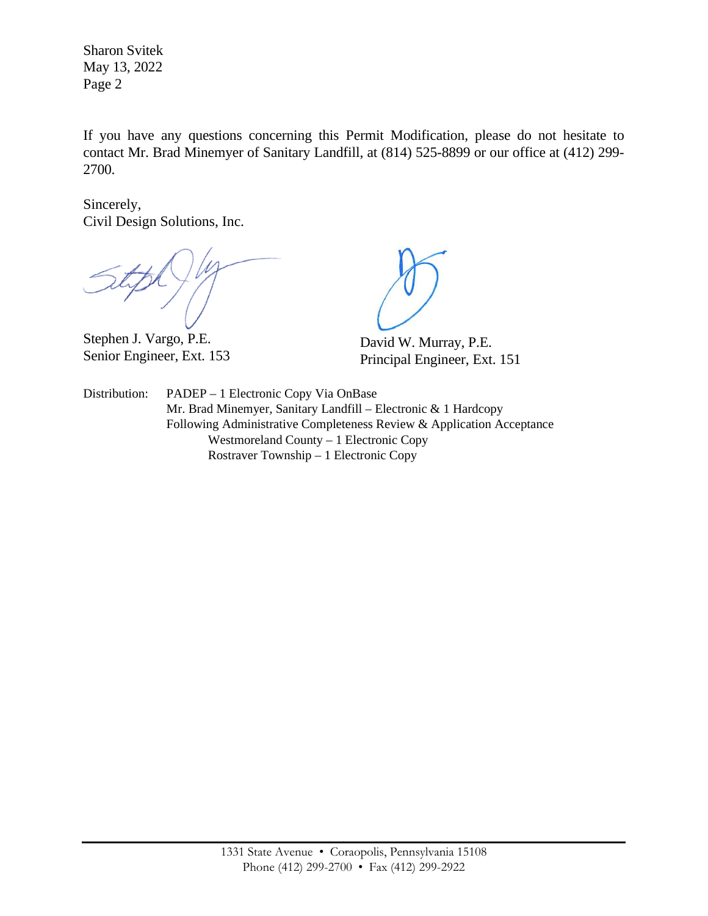Sharon Svitek
May 13, 2022
Page 2

If you have any questions concerning this Permit Modification, please do not hesitate to contact Mr. Brad Minemyer of Sanitary Landfill, at (814) 525-8899 or our office at (412) 299-2700.

Sincerely,
Civil Design Solutions, Inc.

Stephen J. Vargo, P.E.
Senior Engineer, Ext. 153

David W. Murray, P.E.
Principal Engineer, Ext. 151

Distribution: PADEP – 1 Electronic Copy Via OnBase
Mr. Brad Minemyer, Sanitary Landfill – Electronic & 1 Hardcopy
Following Administrative Completeness Review & Application Acceptance
Westmoreland County – 1 Electronic Copy
Rostraver Township – 1 Electronic Copy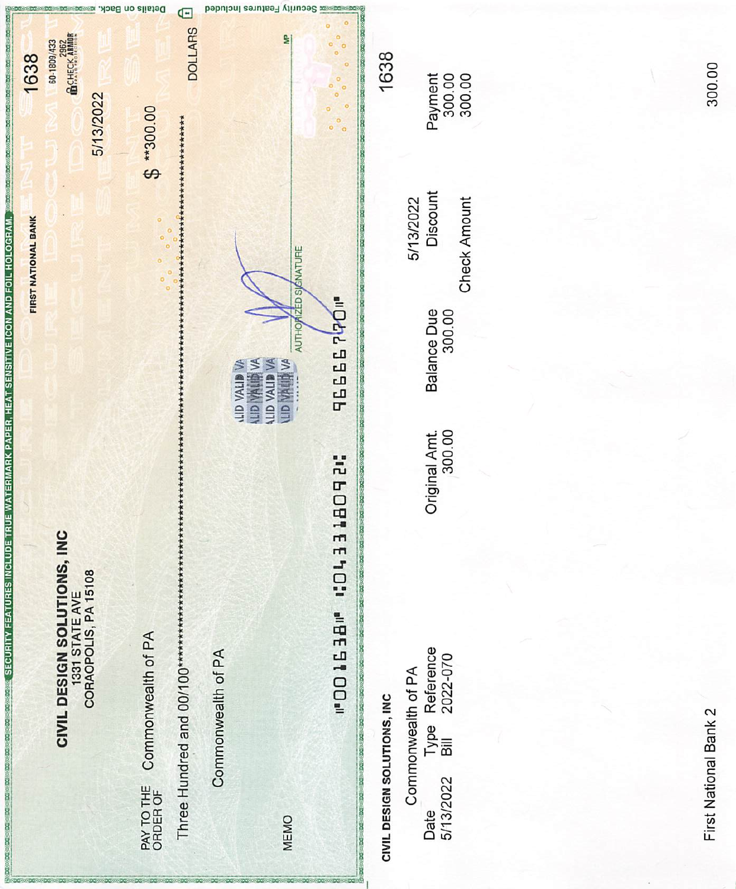SECURITY FEATURES INCLUDE TRUE WATERMARK PAPER, HEAT SENSITIVE ICON AND FOIL HOLOGRAM.

**CIVIL DESIGN SOLUTIONS, INC**
1331 STATE AVE
CORAOPOLIS, PA 15108

FIRST NATIONAL BANK

1638

60-1809/433
2962

CHECK ARMOR

5/13/2022

PAY TO THE ORDER OF Commonwealth of PA

$ **300.00

Three Hundred and 00/100*****************************************************************

DOLLARS

Commonwealth of PA

MEMO

AUTHORIZED SIGNATURE

⑈001638⑈ ⑆043318092⑆ 96667770⑈

Details on Back.

Security Features Included

**CIVIL DESIGN SOLUTIONS, INC**

Commonwealth of PA

5/13/2022

1638

| Date | Type | Reference | Original Amt. | Balance Due | Discount | Payment |
|---|---|---|---|---|---|---|
| 5/13/2022 | Bill | 2022-070 | 300.00 | 300.00 | | 300.00 |
| | | | | | Check Amount | 300.00 |

First National Bank 2

300.00